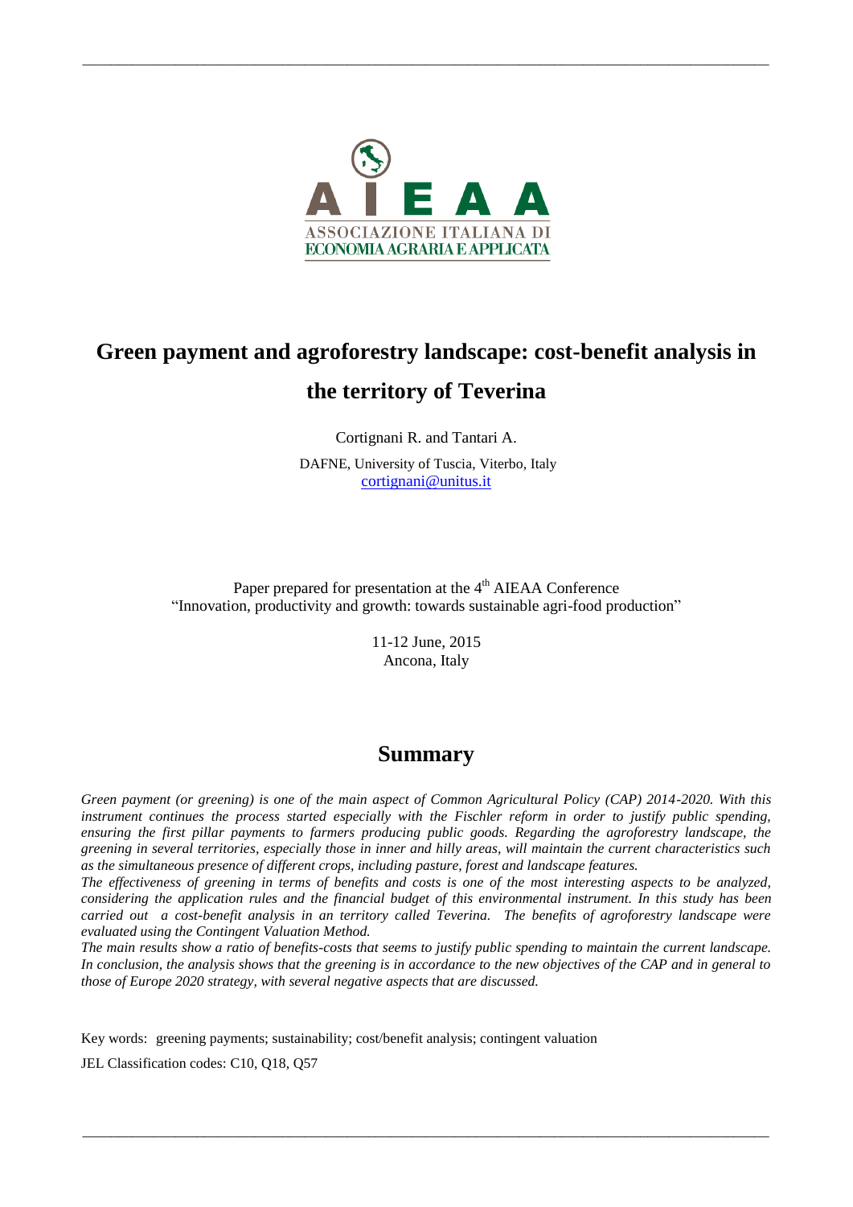ASSOCIAZIONE ITALIANA DI ECONOMIA AGRARIA E APPLICATA

# Green payment and agroforestry landscape: cost-benefit analysis in the territory of Teverina

Cortignani R. and Tantari A.

DAFNE, University of Tuscia, Viterbo, Italy
cortignani@unitus.it

Paper prepared for presentation at the 4th AIEAA Conference
"Innovation, productivity and growth: towards sustainable agri-food production"

11-12 June, 2015
Ancona, Italy

## Summary

*Green payment (or greening) is one of the main aspect of Common Agricultural Policy (CAP) 2014-2020. With this instrument continues the process started especially with the Fischler reform in order to justify public spending, ensuring the first pillar payments to farmers producing public goods. Regarding the agroforestry landscape, the greening in several territories, especially those in inner and hilly areas, will maintain the current characteristics such as the simultaneous presence of different crops, including pasture, forest and landscape features.*

*The effectiveness of greening in terms of benefits and costs is one of the most interesting aspects to be analyzed, considering the application rules and the financial budget of this environmental instrument. In this study has been carried out a cost-benefit analysis in an territory called Teverina. The benefits of agroforestry landscape were evaluated using the Contingent Valuation Method.*

*The main results show a ratio of benefits-costs that seems to justify public spending to maintain the current landscape. In conclusion, the analysis shows that the greening is in accordance to the new objectives of the CAP and in general to those of Europe 2020 strategy, with several negative aspects that are discussed.*

Key words: greening payments; sustainability; cost/benefit analysis; contingent valuation

JEL Classification codes: C10, Q18, Q57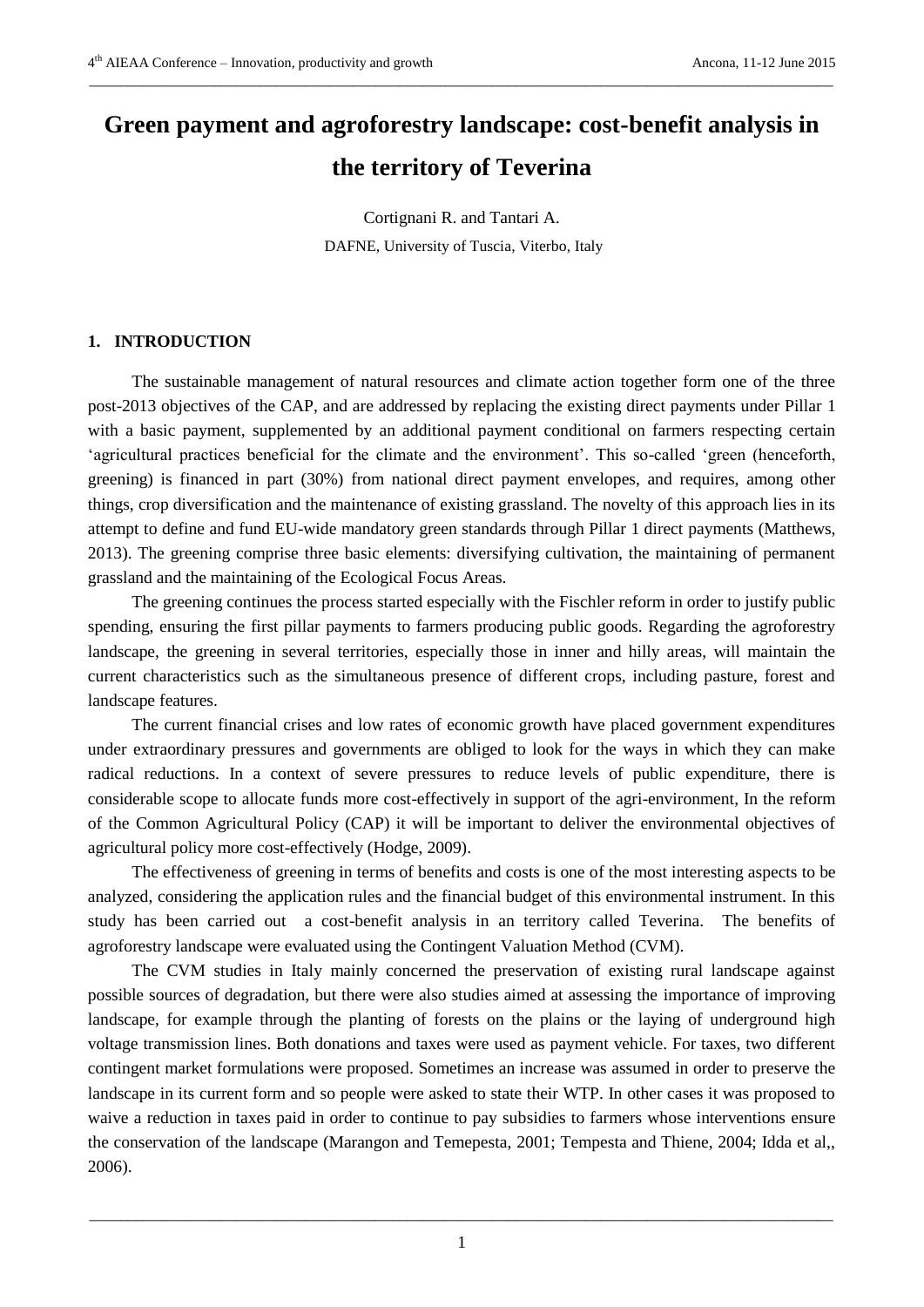# Green payment and agroforestry landscape: cost-benefit analysis in the territory of Teverina

Cortignani R. and Tantari A.

DAFNE, University of Tuscia, Viterbo, Italy

## 1. INTRODUCTION

The sustainable management of natural resources and climate action together form one of the three post-2013 objectives of the CAP, and are addressed by replacing the existing direct payments under Pillar 1 with a basic payment, supplemented by an additional payment conditional on farmers respecting certain 'agricultural practices beneficial for the climate and the environment'. This so-called 'green (henceforth, greening) is financed in part (30%) from national direct payment envelopes, and requires, among other things, crop diversification and the maintenance of existing grassland. The novelty of this approach lies in its attempt to define and fund EU-wide mandatory green standards through Pillar 1 direct payments (Matthews, 2013). The greening comprise three basic elements: diversifying cultivation, the maintaining of permanent grassland and the maintaining of the Ecological Focus Areas.

The greening continues the process started especially with the Fischler reform in order to justify public spending, ensuring the first pillar payments to farmers producing public goods. Regarding the agroforestry landscape, the greening in several territories, especially those in inner and hilly areas, will maintain the current characteristics such as the simultaneous presence of different crops, including pasture, forest and landscape features.

The current financial crises and low rates of economic growth have placed government expenditures under extraordinary pressures and governments are obliged to look for the ways in which they can make radical reductions. In a context of severe pressures to reduce levels of public expenditure, there is considerable scope to allocate funds more cost-effectively in support of the agri-environment, In the reform of the Common Agricultural Policy (CAP) it will be important to deliver the environmental objectives of agricultural policy more cost-effectively (Hodge, 2009).

The effectiveness of greening in terms of benefits and costs is one of the most interesting aspects to be analyzed, considering the application rules and the financial budget of this environmental instrument. In this study has been carried out a cost-benefit analysis in an territory called Teverina. The benefits of agroforestry landscape were evaluated using the Contingent Valuation Method (CVM).

The CVM studies in Italy mainly concerned the preservation of existing rural landscape against possible sources of degradation, but there were also studies aimed at assessing the importance of improving landscape, for example through the planting of forests on the plains or the laying of underground high voltage transmission lines. Both donations and taxes were used as payment vehicle. For taxes, two different contingent market formulations were proposed. Sometimes an increase was assumed in order to preserve the landscape in its current form and so people were asked to state their WTP. In other cases it was proposed to waive a reduction in taxes paid in order to continue to pay subsidies to farmers whose interventions ensure the conservation of the landscape (Marangon and Temepesta, 2001; Tempesta and Thiene, 2004; Idda et al,, 2006).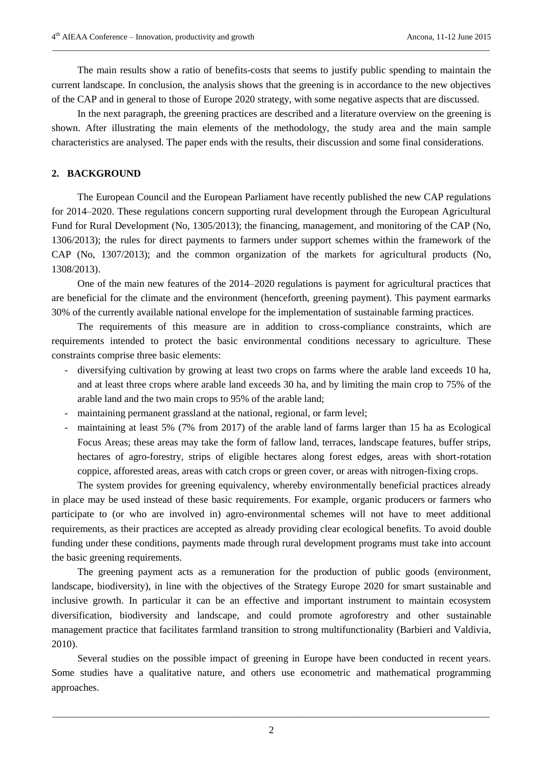The main results show a ratio of benefits-costs that seems to justify public spending to maintain the current landscape. In conclusion, the analysis shows that the greening is in accordance to the new objectives of the CAP and in general to those of Europe 2020 strategy, with some negative aspects that are discussed.

In the next paragraph, the greening practices are described and a literature overview on the greening is shown. After illustrating the main elements of the methodology, the study area and the main sample characteristics are analysed. The paper ends with the results, their discussion and some final considerations.

## 2. BACKGROUND

The European Council and the European Parliament have recently published the new CAP regulations for 2014–2020. These regulations concern supporting rural development through the European Agricultural Fund for Rural Development (No, 1305/2013); the financing, management, and monitoring of the CAP (No, 1306/2013); the rules for direct payments to farmers under support schemes within the framework of the CAP (No, 1307/2013); and the common organization of the markets for agricultural products (No, 1308/2013).

One of the main new features of the 2014–2020 regulations is payment for agricultural practices that are beneficial for the climate and the environment (henceforth, greening payment). This payment earmarks 30% of the currently available national envelope for the implementation of sustainable farming practices.

The requirements of this measure are in addition to cross-compliance constraints, which are requirements intended to protect the basic environmental conditions necessary to agriculture. These constraints comprise three basic elements:

- diversifying cultivation by growing at least two crops on farms where the arable land exceeds 10 ha, and at least three crops where arable land exceeds 30 ha, and by limiting the main crop to 75% of the arable land and the two main crops to 95% of the arable land;
- maintaining permanent grassland at the national, regional, or farm level;
- maintaining at least 5% (7% from 2017) of the arable land of farms larger than 15 ha as Ecological Focus Areas; these areas may take the form of fallow land, terraces, landscape features, buffer strips, hectares of agro-forestry, strips of eligible hectares along forest edges, areas with short-rotation coppice, afforested areas, areas with catch crops or green cover, or areas with nitrogen-fixing crops.

The system provides for greening equivalency, whereby environmentally beneficial practices already in place may be used instead of these basic requirements. For example, organic producers or farmers who participate to (or who are involved in) agro-environmental schemes will not have to meet additional requirements, as their practices are accepted as already providing clear ecological benefits. To avoid double funding under these conditions, payments made through rural development programs must take into account the basic greening requirements.

The greening payment acts as a remuneration for the production of public goods (environment, landscape, biodiversity), in line with the objectives of the Strategy Europe 2020 for smart sustainable and inclusive growth. In particular it can be an effective and important instrument to maintain ecosystem diversification, biodiversity and landscape, and could promote agroforestry and other sustainable management practice that facilitates farmland transition to strong multifunctionality (Barbieri and Valdivia, 2010).

Several studies on the possible impact of greening in Europe have been conducted in recent years. Some studies have a qualitative nature, and others use econometric and mathematical programming approaches.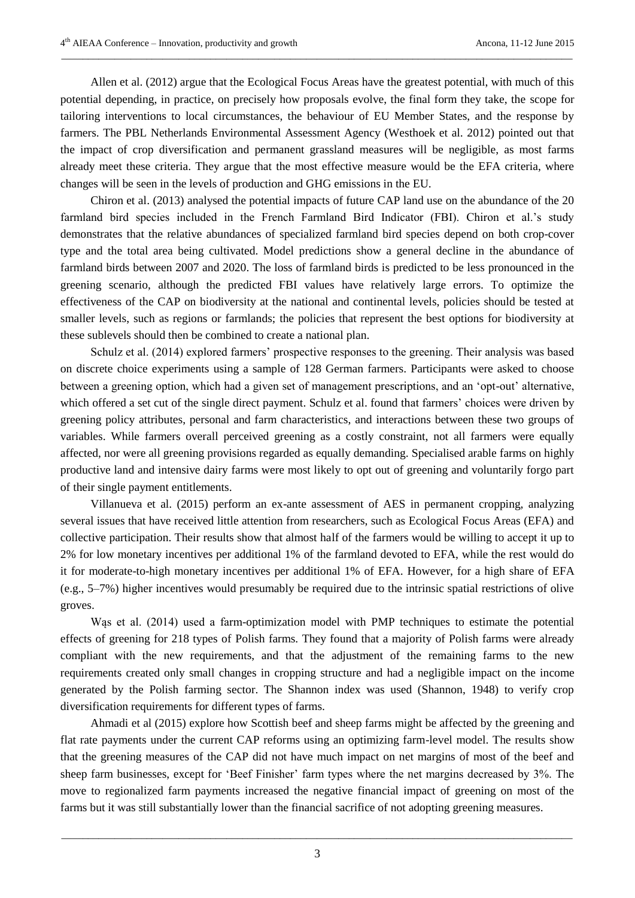Allen et al. (2012) argue that the Ecological Focus Areas have the greatest potential, with much of this potential depending, in practice, on precisely how proposals evolve, the final form they take, the scope for tailoring interventions to local circumstances, the behaviour of EU Member States, and the response by farmers. The PBL Netherlands Environmental Assessment Agency (Westhoek et al. 2012) pointed out that the impact of crop diversification and permanent grassland measures will be negligible, as most farms already meet these criteria. They argue that the most effective measure would be the EFA criteria, where changes will be seen in the levels of production and GHG emissions in the EU.

Chiron et al. (2013) analysed the potential impacts of future CAP land use on the abundance of the 20 farmland bird species included in the French Farmland Bird Indicator (FBI). Chiron et al.'s study demonstrates that the relative abundances of specialized farmland bird species depend on both crop-cover type and the total area being cultivated. Model predictions show a general decline in the abundance of farmland birds between 2007 and 2020. The loss of farmland birds is predicted to be less pronounced in the greening scenario, although the predicted FBI values have relatively large errors. To optimize the effectiveness of the CAP on biodiversity at the national and continental levels, policies should be tested at smaller levels, such as regions or farmlands; the policies that represent the best options for biodiversity at these sublevels should then be combined to create a national plan.

Schulz et al. (2014) explored farmers' prospective responses to the greening. Their analysis was based on discrete choice experiments using a sample of 128 German farmers. Participants were asked to choose between a greening option, which had a given set of management prescriptions, and an 'opt-out' alternative, which offered a set cut of the single direct payment. Schulz et al. found that farmers' choices were driven by greening policy attributes, personal and farm characteristics, and interactions between these two groups of variables. While farmers overall perceived greening as a costly constraint, not all farmers were equally affected, nor were all greening provisions regarded as equally demanding. Specialised arable farms on highly productive land and intensive dairy farms were most likely to opt out of greening and voluntarily forgo part of their single payment entitlements.

Villanueva et al. (2015) perform an ex-ante assessment of AES in permanent cropping, analyzing several issues that have received little attention from researchers, such as Ecological Focus Areas (EFA) and collective participation. Their results show that almost half of the farmers would be willing to accept it up to 2% for low monetary incentives per additional 1% of the farmland devoted to EFA, while the rest would do it for moderate-to-high monetary incentives per additional 1% of EFA. However, for a high share of EFA (e.g., 5–7%) higher incentives would presumably be required due to the intrinsic spatial restrictions of olive groves.

Wąs et al. (2014) used a farm-optimization model with PMP techniques to estimate the potential effects of greening for 218 types of Polish farms. They found that a majority of Polish farms were already compliant with the new requirements, and that the adjustment of the remaining farms to the new requirements created only small changes in cropping structure and had a negligible impact on the income generated by the Polish farming sector. The Shannon index was used (Shannon, 1948) to verify crop diversification requirements for different types of farms.

Ahmadi et al (2015) explore how Scottish beef and sheep farms might be affected by the greening and flat rate payments under the current CAP reforms using an optimizing farm-level model. The results show that the greening measures of the CAP did not have much impact on net margins of most of the beef and sheep farm businesses, except for 'Beef Finisher' farm types where the net margins decreased by 3%. The move to regionalized farm payments increased the negative financial impact of greening on most of the farms but it was still substantially lower than the financial sacrifice of not adopting greening measures.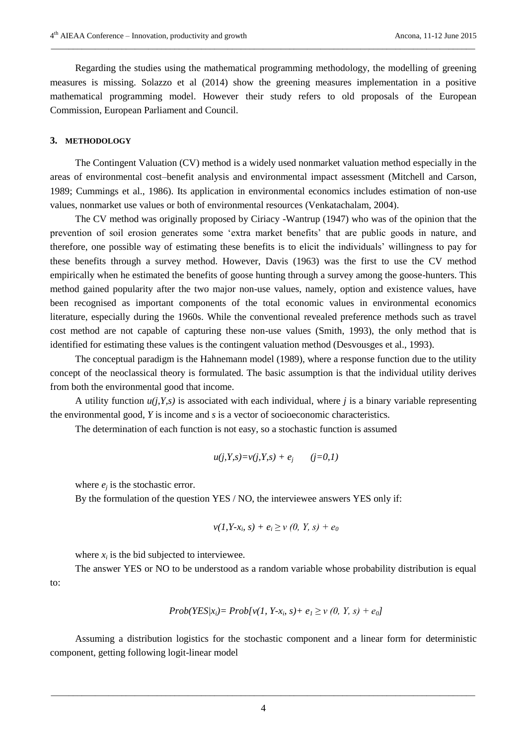Regarding the studies using the mathematical programming methodology, the modelling of greening measures is missing. Solazzo et al (2014) show the greening measures implementation in a positive mathematical programming model. However their study refers to old proposals of the European Commission, European Parliament and Council.

## 3. METHODOLOGY

The Contingent Valuation (CV) method is a widely used nonmarket valuation method especially in the areas of environmental cost–benefit analysis and environmental impact assessment (Mitchell and Carson, 1989; Cummings et al., 1986). Its application in environmental economics includes estimation of non-use values, nonmarket use values or both of environmental resources (Venkatachalam, 2004).

The CV method was originally proposed by Ciriacy -Wantrup (1947) who was of the opinion that the prevention of soil erosion generates some 'extra market benefits' that are public goods in nature, and therefore, one possible way of estimating these benefits is to elicit the individuals' willingness to pay for these benefits through a survey method. However, Davis (1963) was the first to use the CV method empirically when he estimated the benefits of goose hunting through a survey among the goose-hunters. This method gained popularity after the two major non-use values, namely, option and existence values, have been recognised as important components of the total economic values in environmental economics literature, especially during the 1960s. While the conventional revealed preference methods such as travel cost method are not capable of capturing these non-use values (Smith, 1993), the only method that is identified for estimating these values is the contingent valuation method (Desvousges et al., 1993).

The conceptual paradigm is the Hahnemann model (1989), where a response function due to the utility concept of the neoclassical theory is formulated. The basic assumption is that the individual utility derives from both the environmental good that income.

A utility function $u(j,Y,s)$ is associated with each individual, where $j$ is a binary variable representing the environmental good, $Y$ is income and $s$ is a vector of socioeconomic characteristics.

The determination of each function is not easy, so a stochastic function is assumed

$$u(j,Y,s)=v(j,Y,s) + e_j \qquad (j=0,1)$$

where $e_j$ is the stochastic error.

By the formulation of the question YES / NO, the interviewee answers YES only if:

$$v(1,Y\text{-}x_i, s) + e_i \geq v\,(0, Y, s) + e_0$$

where $x_i$ is the bid subjected to interviewee.

The answer YES or NO to be understood as a random variable whose probability distribution is equal to:

$$Prob(YES|x_i)= Prob[v(1, Y\text{-}x_i, s)+ e_1 \geq v\,(0, Y, s) + e_0]$$

Assuming a distribution logistics for the stochastic component and a linear form for deterministic component, getting following logit-linear model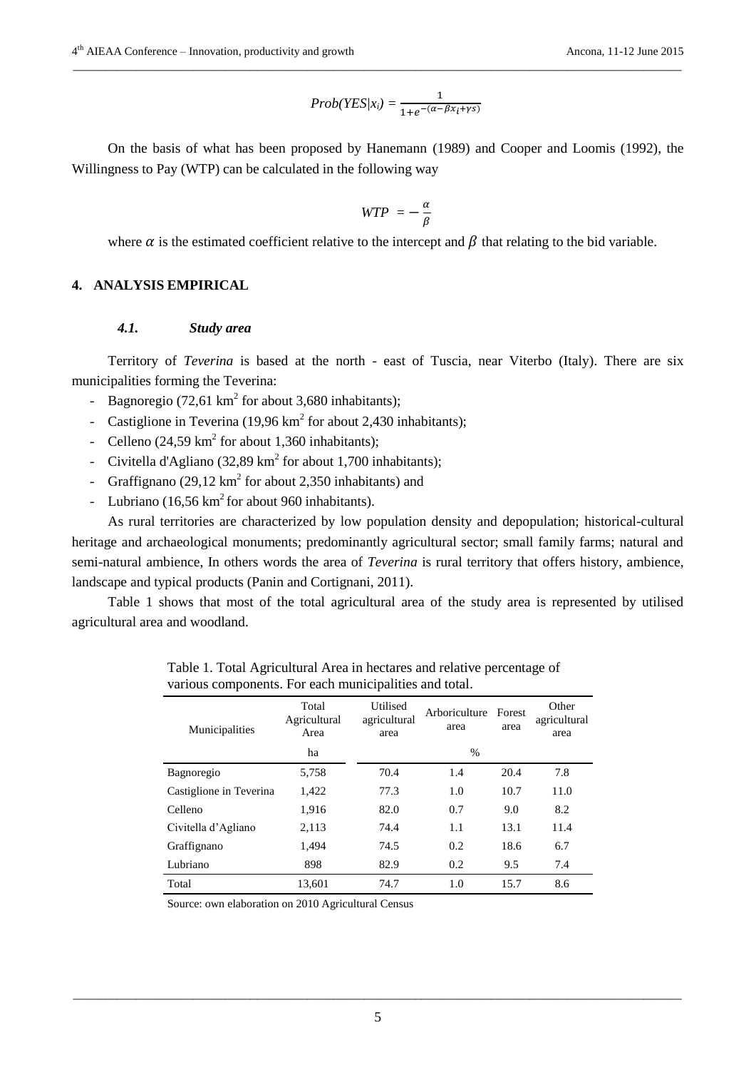$$Prob(YES|x_i) = \frac{1}{1+e^{-(\alpha-\beta x_i+\gamma s)}}$$

On the basis of what has been proposed by Hanemann (1989) and Cooper and Loomis (1992), the Willingness to Pay (WTP) can be calculated in the following way

$$WTP = -\frac{\alpha}{\beta}$$

where $\alpha$ is the estimated coefficient relative to the intercept and $\beta$ that relating to the bid variable.

## 4. ANALYSIS EMPIRICAL

### *4.1. Study area*

Territory of *Teverina* is based at the north - east of Tuscia, near Viterbo (Italy). There are six municipalities forming the Teverina:

- Bagnoregio (72,61 $km^2$ for about 3,680 inhabitants);
- Castiglione in Teverina (19,96 $km^2$ for about 2,430 inhabitants);
- Celleno (24,59 $km^2$ for about 1,360 inhabitants);
- Civitella d'Agliano (32,89 $km^2$ for about 1,700 inhabitants);
- Graffignano (29,12 $km^2$ for about 2,350 inhabitants) and
- Lubriano (16,56 $km^2$ for about 960 inhabitants).

As rural territories are characterized by low population density and depopulation; historical-cultural heritage and archaeological monuments; predominantly agricultural sector; small family farms; natural and semi-natural ambience, In others words the area of *Teverina* is rural territory that offers history, ambience, landscape and typical products (Panin and Cortignani, 2011).

Table 1 shows that most of the total agricultural area of the study area is represented by utilised agricultural area and woodland.

Table 1. Total Agricultural Area in hectares and relative percentage of various components. For each municipalities and total.

| Municipalities | Total Agricultural Area | Utilised agricultural area | Arboriculture area | Forest area | Other agricultural area |
|---|---|---|---|---|---|
| | ha | % | | | |
| Bagnoregio | 5,758 | 70.4 | 1.4 | 20.4 | 7.8 |
| Castiglione in Teverina | 1,422 | 77.3 | 1.0 | 10.7 | 11.0 |
| Celleno | 1,916 | 82.0 | 0.7 | 9.0 | 8.2 |
| Civitella d'Agliano | 2,113 | 74.4 | 1.1 | 13.1 | 11.4 |
| Graffignano | 1,494 | 74.5 | 0.2 | 18.6 | 6.7 |
| Lubriano | 898 | 82.9 | 0.2 | 9.5 | 7.4 |
| Total | 13,601 | 74.7 | 1.0 | 15.7 | 8.6 |

Source: own elaboration on 2010 Agricultural Census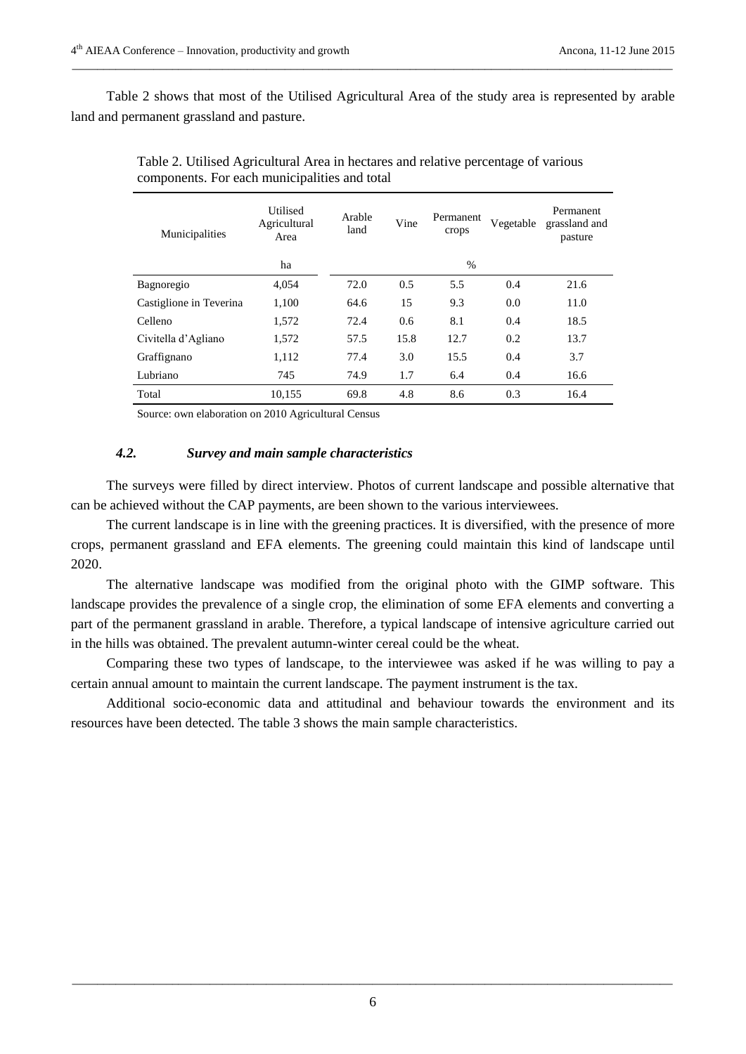Table 2 shows that most of the Utilised Agricultural Area of the study area is represented by arable land and permanent grassland and pasture.

Table 2. Utilised Agricultural Area in hectares and relative percentage of various components. For each municipalities and total

| Municipalities | Utilised Agricultural Area | Arable land | Vine | Permanent crops | Vegetable | Permanent grassland and pasture |
|---|---|---|---|---|---|---|
| | ha | | | % | | |
| Bagnoregio | 4,054 | 72.0 | 0.5 | 5.5 | 0.4 | 21.6 |
| Castiglione in Teverina | 1,100 | 64.6 | 15 | 9.3 | 0.0 | 11.0 |
| Celleno | 1,572 | 72.4 | 0.6 | 8.1 | 0.4 | 18.5 |
| Civitella d'Agliano | 1,572 | 57.5 | 15.8 | 12.7 | 0.2 | 13.7 |
| Graffignano | 1,112 | 77.4 | 3.0 | 15.5 | 0.4 | 3.7 |
| Lubriano | 745 | 74.9 | 1.7 | 6.4 | 0.4 | 16.6 |
| Total | 10,155 | 69.8 | 4.8 | 8.6 | 0.3 | 16.4 |

Source: own elaboration on 2010 Agricultural Census

### *4.2. Survey and main sample characteristics*

The surveys were filled by direct interview. Photos of current landscape and possible alternative that can be achieved without the CAP payments, are been shown to the various interviewees.

The current landscape is in line with the greening practices. It is diversified, with the presence of more crops, permanent grassland and EFA elements. The greening could maintain this kind of landscape until 2020.

The alternative landscape was modified from the original photo with the GIMP software. This landscape provides the prevalence of a single crop, the elimination of some EFA elements and converting a part of the permanent grassland in arable. Therefore, a typical landscape of intensive agriculture carried out in the hills was obtained. The prevalent autumn-winter cereal could be the wheat.

Comparing these two types of landscape, to the interviewee was asked if he was willing to pay a certain annual amount to maintain the current landscape. The payment instrument is the tax.

Additional socio-economic data and attitudinal and behaviour towards the environment and its resources have been detected. The table 3 shows the main sample characteristics.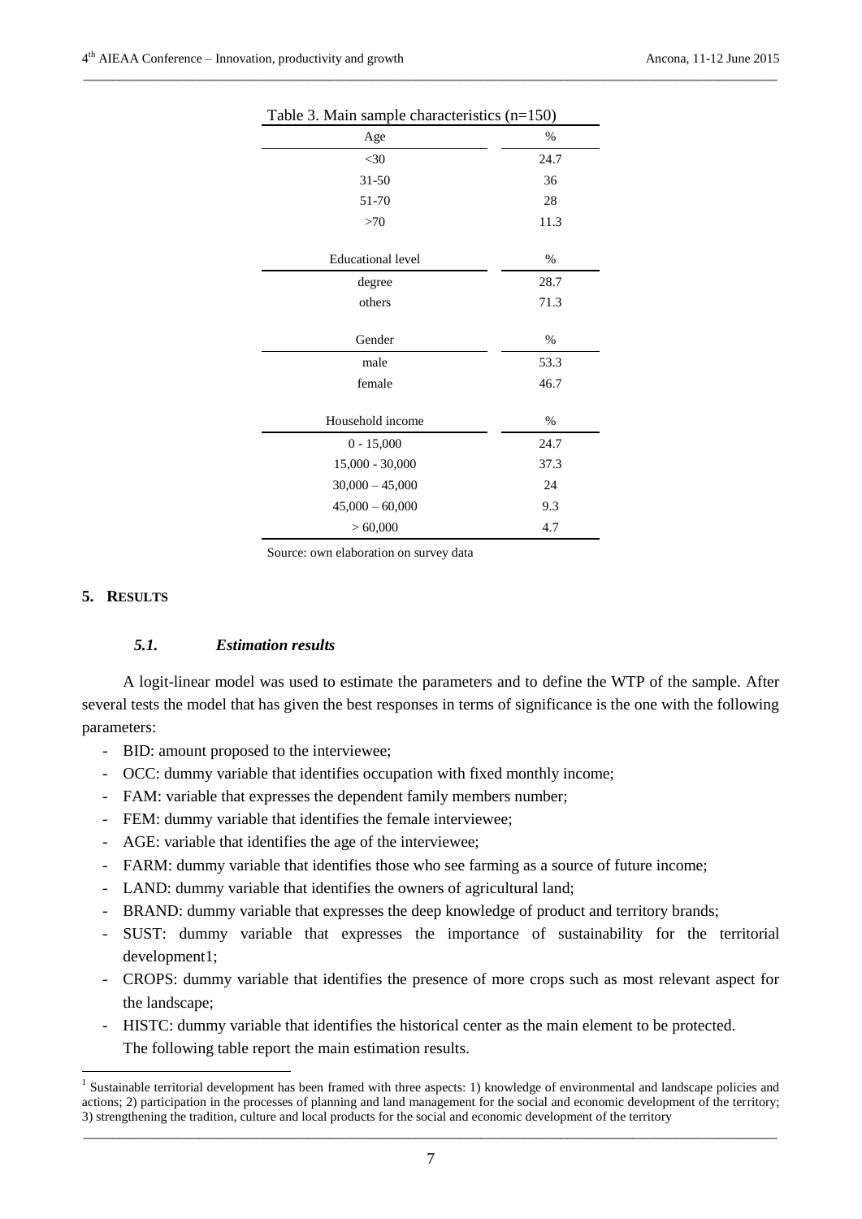Table 3. Main sample characteristics (n=150)

| Age | % |
|---|---|
| <30 | 24.7 |
| 31-50 | 36 |
| 51-70 | 28 |
| >70 | 11.3 |
| **Educational level** | **%** |
| degree | 28.7 |
| others | 71.3 |
| **Gender** | **%** |
| male | 53.3 |
| female | 46.7 |
| **Household income** | **%** |
| 0 - 15,000 | 24.7 |
| 15,000 - 30,000 | 37.3 |
| 30,000 – 45,000 | 24 |
| 45,000 – 60,000 | 9.3 |
| > 60,000 | 4.7 |

Source: own elaboration on survey data

## 5. RESULTS

### *5.1. Estimation results*

A logit-linear model was used to estimate the parameters and to define the WTP of the sample. After several tests the model that has given the best responses in terms of significance is the one with the following parameters:

- BID: amount proposed to the interviewee;
- OCC: dummy variable that identifies occupation with fixed monthly income;
- FAM: variable that expresses the dependent family members number;
- FEM: dummy variable that identifies the female interviewee;
- AGE: variable that identifies the age of the interviewee;
- FARM: dummy variable that identifies those who see farming as a source of future income;
- LAND: dummy variable that identifies the owners of agricultural land;
- BRAND: dummy variable that expresses the deep knowledge of product and territory brands;
- SUST: dummy variable that expresses the importance of sustainability for the territorial development[1];
- CROPS: dummy variable that identifies the presence of more crops such as most relevant aspect for the landscape;
- HISTC: dummy variable that identifies the historical center as the main element to be protected.

The following table report the main estimation results.

[1] Sustainable territorial development has been framed with three aspects: 1) knowledge of environmental and landscape policies and actions; 2) participation in the processes of planning and land management for the social and economic development of the territory; 3) strengthening the tradition, culture and local products for the social and economic development of the territory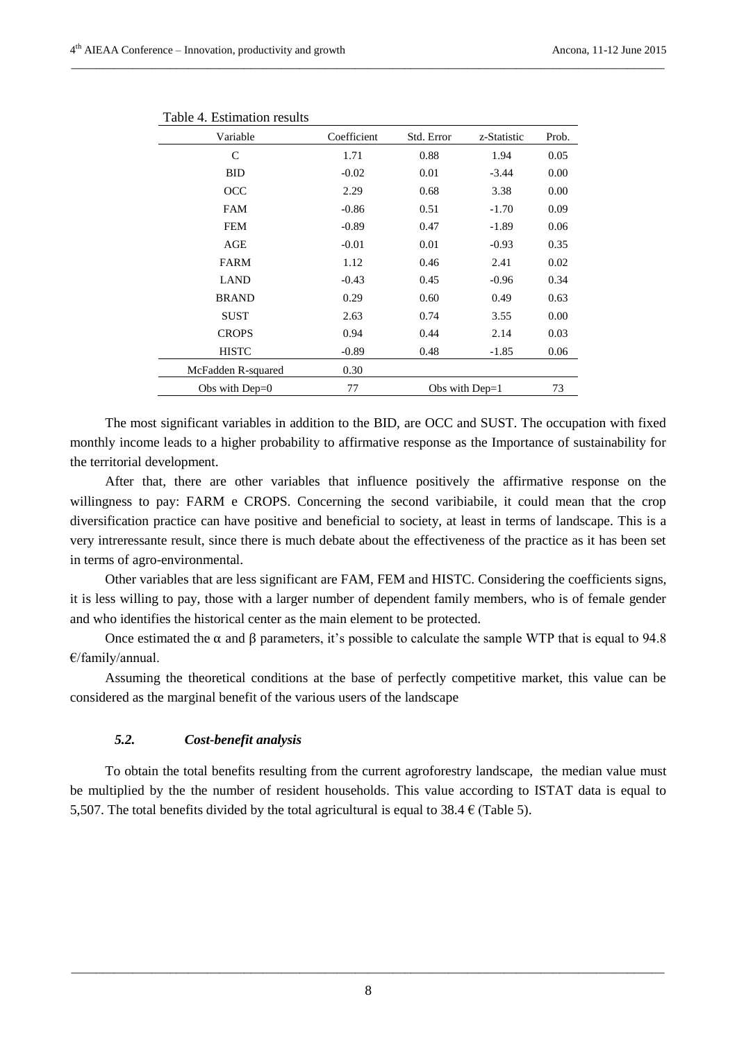Table 4. Estimation results

| Variable | Coefficient | Std. Error | z-Statistic | Prob. |
|---|---|---|---|---|
| C | 1.71 | 0.88 | 1.94 | 0.05 |
| BID | -0.02 | 0.01 | -3.44 | 0.00 |
| OCC | 2.29 | 0.68 | 3.38 | 0.00 |
| FAM | -0.86 | 0.51 | -1.70 | 0.09 |
| FEM | -0.89 | 0.47 | -1.89 | 0.06 |
| AGE | -0.01 | 0.01 | -0.93 | 0.35 |
| FARM | 1.12 | 0.46 | 2.41 | 0.02 |
| LAND | -0.43 | 0.45 | -0.96 | 0.34 |
| BRAND | 0.29 | 0.60 | 0.49 | 0.63 |
| SUST | 2.63 | 0.74 | 3.55 | 0.00 |
| CROPS | 0.94 | 0.44 | 2.14 | 0.03 |
| HISTC | -0.89 | 0.48 | -1.85 | 0.06 |
| McFadden R-squared | 0.30 | | | |
| Obs with Dep=0 | 77 | Obs with Dep=1 | | 73 |

The most significant variables in addition to the BID, are OCC and SUST. The occupation with fixed monthly income leads to a higher probability to affirmative response as the Importance of sustainability for the territorial development.

After that, there are other variables that influence positively the affirmative response on the willingness to pay: FARM e CROPS. Concerning the second varibiabile, it could mean that the crop diversification practice can have positive and beneficial to society, at least in terms of landscape. This is a very intreressante result, since there is much debate about the effectiveness of the practice as it has been set in terms of agro-environmental.

Other variables that are less significant are FAM, FEM and HISTC. Considering the coefficients signs, it is less willing to pay, those with a larger number of dependent family members, who is of female gender and who identifies the historical center as the main element to be protected.

Once estimated the $\alpha$ and $\beta$ parameters, it's possible to calculate the sample WTP that is equal to 94.8 €/family/annual.

Assuming the theoretical conditions at the base of perfectly competitive market, this value can be considered as the marginal benefit of the various users of the landscape

### *5.2. Cost-benefit analysis*

To obtain the total benefits resulting from the current agroforestry landscape, the median value must be multiplied by the the number of resident households. This value according to ISTAT data is equal to 5,507. The total benefits divided by the total agricultural is equal to 38.4 € (Table 5).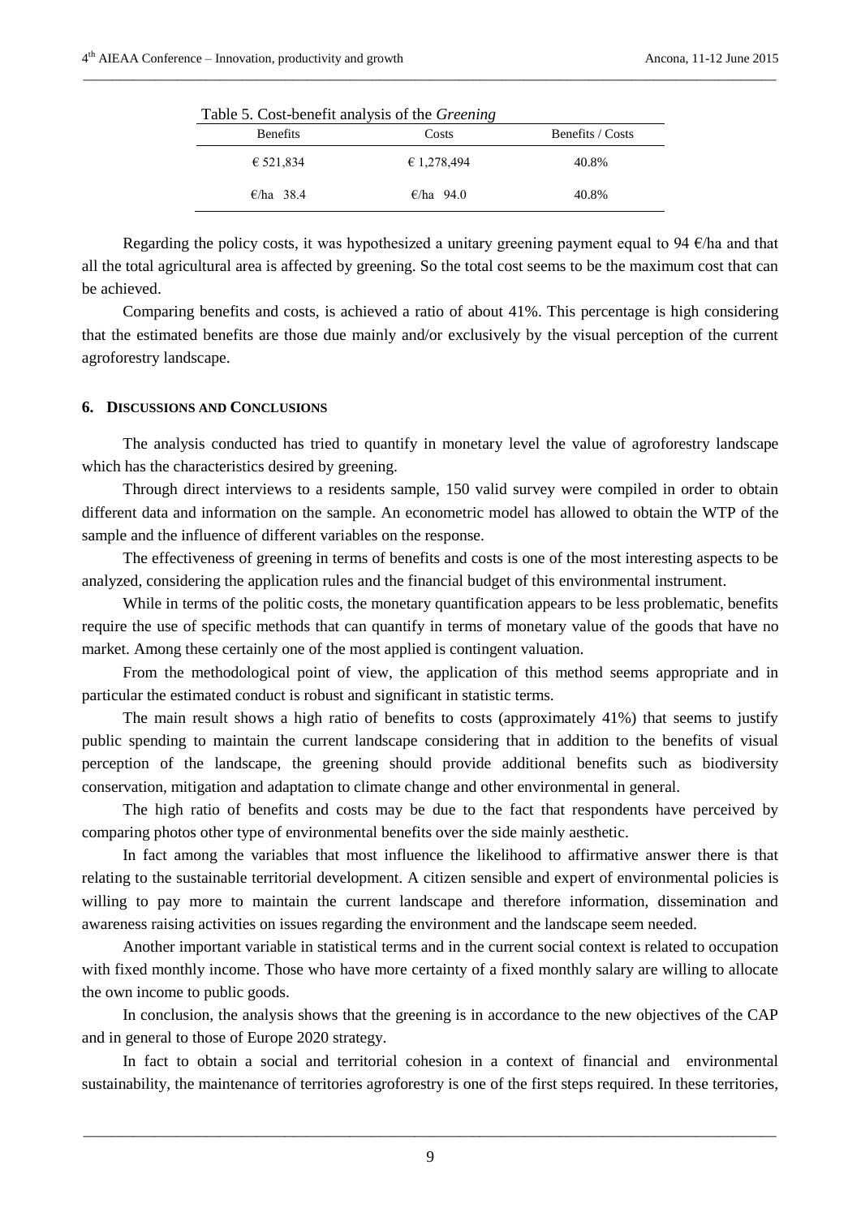Table 5. Cost-benefit analysis of the *Greening*

| Benefits | Costs | Benefits / Costs |
|---|---|---|
| € 521,834 | € 1,278,494 | 40.8% |
| €/ha 38.4 | €/ha 94.0 | 40.8% |

Regarding the policy costs, it was hypothesized a unitary greening payment equal to 94 €/ha and that all the total agricultural area is affected by greening. So the total cost seems to be the maximum cost that can be achieved.

Comparing benefits and costs, is achieved a ratio of about 41%. This percentage is high considering that the estimated benefits are those due mainly and/or exclusively by the visual perception of the current agroforestry landscape.

## 6. Discussions and Conclusions

The analysis conducted has tried to quantify in monetary level the value of agroforestry landscape which has the characteristics desired by greening.

Through direct interviews to a residents sample, 150 valid survey were compiled in order to obtain different data and information on the sample. An econometric model has allowed to obtain the WTP of the sample and the influence of different variables on the response.

The effectiveness of greening in terms of benefits and costs is one of the most interesting aspects to be analyzed, considering the application rules and the financial budget of this environmental instrument.

While in terms of the politic costs, the monetary quantification appears to be less problematic, benefits require the use of specific methods that can quantify in terms of monetary value of the goods that have no market. Among these certainly one of the most applied is contingent valuation.

From the methodological point of view, the application of this method seems appropriate and in particular the estimated conduct is robust and significant in statistic terms.

The main result shows a high ratio of benefits to costs (approximately 41%) that seems to justify public spending to maintain the current landscape considering that in addition to the benefits of visual perception of the landscape, the greening should provide additional benefits such as biodiversity conservation, mitigation and adaptation to climate change and other environmental in general.

The high ratio of benefits and costs may be due to the fact that respondents have perceived by comparing photos other type of environmental benefits over the side mainly aesthetic.

In fact among the variables that most influence the likelihood to affirmative answer there is that relating to the sustainable territorial development. A citizen sensible and expert of environmental policies is willing to pay more to maintain the current landscape and therefore information, dissemination and awareness raising activities on issues regarding the environment and the landscape seem needed.

Another important variable in statistical terms and in the current social context is related to occupation with fixed monthly income. Those who have more certainty of a fixed monthly salary are willing to allocate the own income to public goods.

In conclusion, the analysis shows that the greening is in accordance to the new objectives of the CAP and in general to those of Europe 2020 strategy.

In fact to obtain a social and territorial cohesion in a context of financial and environmental sustainability, the maintenance of territories agroforestry is one of the first steps required. In these territories,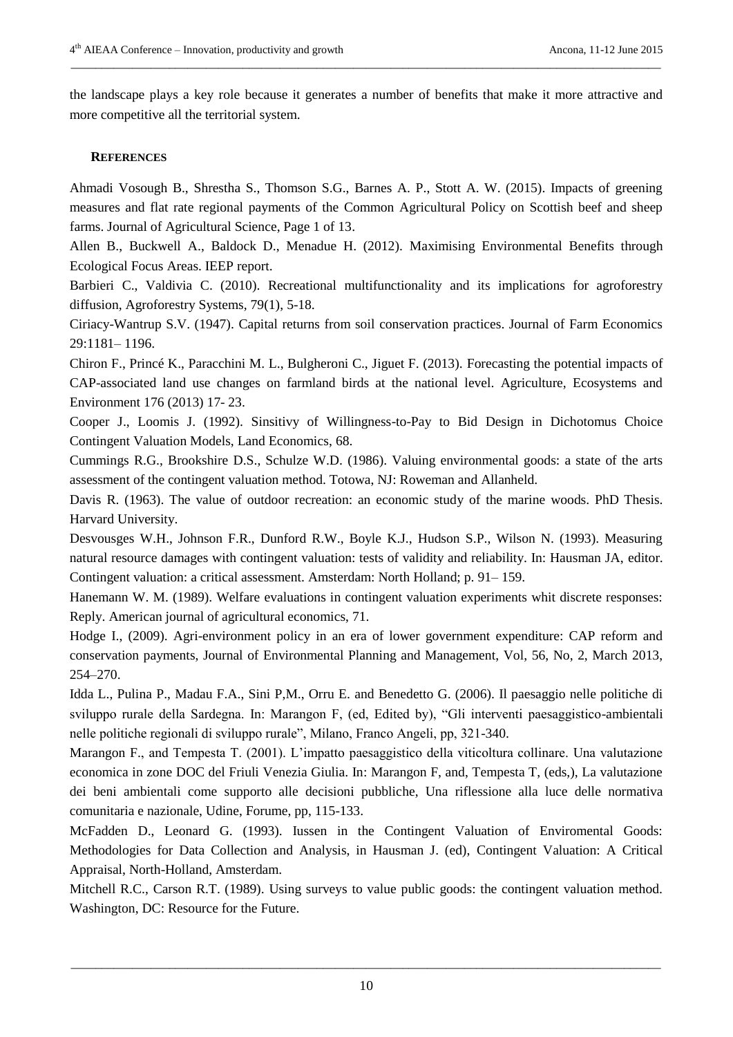the landscape plays a key role because it generates a number of benefits that make it more attractive and more competitive all the territorial system.

## REFERENCES

Ahmadi Vosough B., Shrestha S., Thomson S.G., Barnes A. P., Stott A. W. (2015). Impacts of greening measures and flat rate regional payments of the Common Agricultural Policy on Scottish beef and sheep farms. Journal of Agricultural Science, Page 1 of 13.

Allen B., Buckwell A., Baldock D., Menadue H. (2012). Maximising Environmental Benefits through Ecological Focus Areas. IEEP report.

Barbieri C., Valdivia C. (2010). Recreational multifunctionality and its implications for agroforestry diffusion, Agroforestry Systems, 79(1), 5-18.

Ciriacy-Wantrup S.V. (1947). Capital returns from soil conservation practices. Journal of Farm Economics 29:1181– 1196.

Chiron F., Princé K., Paracchini M. L., Bulgheroni C., Jiguet F. (2013). Forecasting the potential impacts of CAP-associated land use changes on farmland birds at the national level. Agriculture, Ecosystems and Environment 176 (2013) 17- 23.

Cooper J., Loomis J. (1992). Sinsitivy of Willingness-to-Pay to Bid Design in Dichotomus Choice Contingent Valuation Models, Land Economics, 68.

Cummings R.G., Brookshire D.S., Schulze W.D. (1986). Valuing environmental goods: a state of the arts assessment of the contingent valuation method. Totowa, NJ: Roweman and Allanheld.

Davis R. (1963). The value of outdoor recreation: an economic study of the marine woods. PhD Thesis. Harvard University.

Desvousges W.H., Johnson F.R., Dunford R.W., Boyle K.J., Hudson S.P., Wilson N. (1993). Measuring natural resource damages with contingent valuation: tests of validity and reliability. In: Hausman JA, editor. Contingent valuation: a critical assessment. Amsterdam: North Holland; p. 91– 159.

Hanemann W. M. (1989). Welfare evaluations in contingent valuation experiments whit discrete responses: Reply. American journal of agricultural economics, 71.

Hodge I., (2009). Agri-environment policy in an era of lower government expenditure: CAP reform and conservation payments, Journal of Environmental Planning and Management, Vol, 56, No, 2, March 2013, 254–270.

Idda L., Pulina P., Madau F.A., Sini P,M., Orru E. and Benedetto G. (2006). Il paesaggio nelle politiche di sviluppo rurale della Sardegna. In: Marangon F, (ed, Edited by), "Gli interventi paesaggistico-ambientali nelle politiche regionali di sviluppo rurale", Milano, Franco Angeli, pp, 321-340.

Marangon F., and Tempesta T. (2001). L'impatto paesaggistico della viticoltura collinare. Una valutazione economica in zone DOC del Friuli Venezia Giulia. In: Marangon F, and, Tempesta T, (eds,), La valutazione dei beni ambientali come supporto alle decisioni pubbliche, Una riflessione alla luce delle normativa comunitaria e nazionale, Udine, Forume, pp, 115-133.

McFadden D., Leonard G. (1993). Iussen in the Contingent Valuation of Enviromental Goods: Methodologies for Data Collection and Analysis, in Hausman J. (ed), Contingent Valuation: A Critical Appraisal, North-Holland, Amsterdam.

Mitchell R.C., Carson R.T. (1989). Using surveys to value public goods: the contingent valuation method. Washington, DC: Resource for the Future.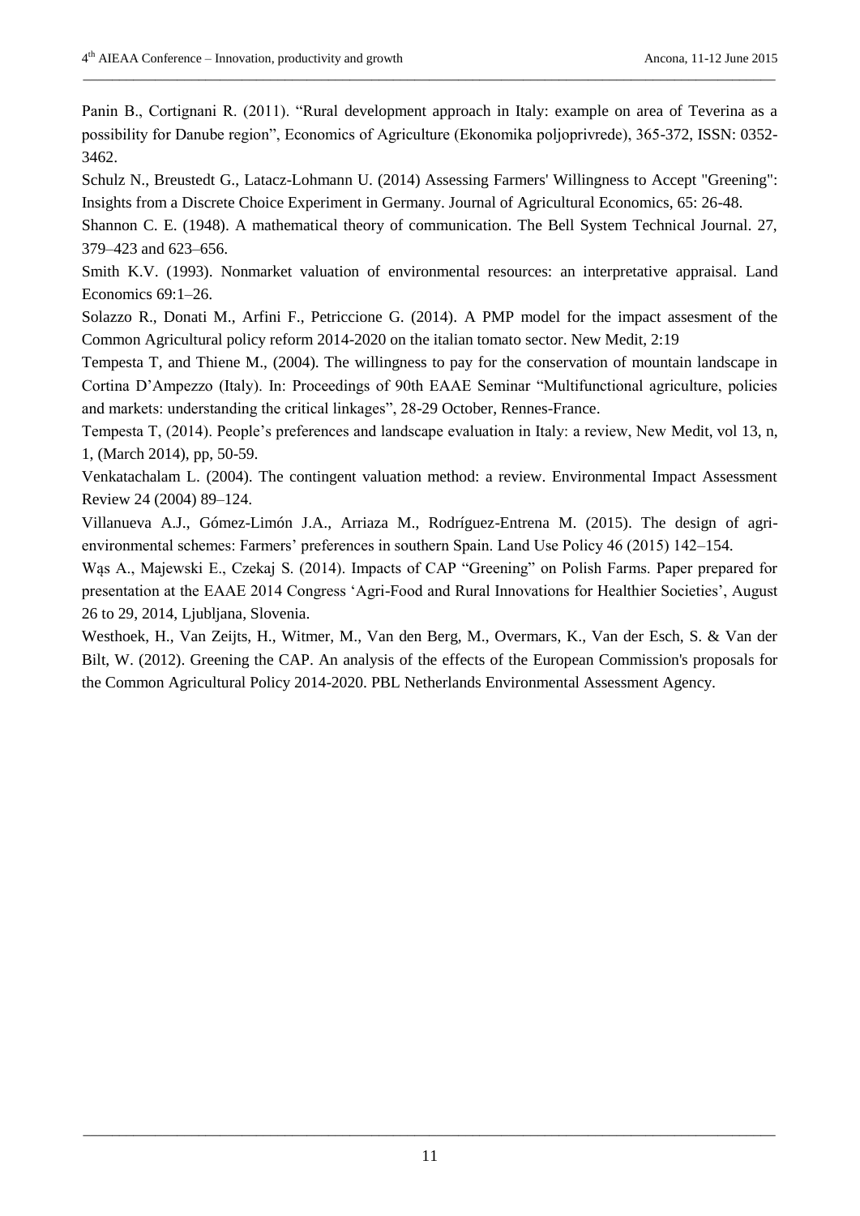Panin B., Cortignani R. (2011). “Rural development approach in Italy: example on area of Teverina as a possibility for Danube region”, Economics of Agriculture (Ekonomika poljoprivrede), 365-372, ISSN: 0352-3462.

Schulz N., Breustedt G., Latacz-Lohmann U. (2014) Assessing Farmers' Willingness to Accept "Greening": Insights from a Discrete Choice Experiment in Germany. Journal of Agricultural Economics, 65: 26-48.

Shannon C. E. (1948). A mathematical theory of communication. The Bell System Technical Journal. 27, 379–423 and 623–656.

Smith K.V. (1993). Nonmarket valuation of environmental resources: an interpretative appraisal. Land Economics 69:1–26.

Solazzo R., Donati M., Arfini F., Petriccione G. (2014). A PMP model for the impact assesment of the Common Agricultural policy reform 2014-2020 on the italian tomato sector. New Medit, 2:19

Tempesta T, and Thiene M., (2004). The willingness to pay for the conservation of mountain landscape in Cortina D’Ampezzo (Italy). In: Proceedings of 90th EAAE Seminar “Multifunctional agriculture, policies and markets: understanding the critical linkages”, 28-29 October, Rennes-France.

Tempesta T, (2014). People’s preferences and landscape evaluation in Italy: a review, New Medit, vol 13, n, 1, (March 2014), pp, 50-59.

Venkatachalam L. (2004). The contingent valuation method: a review. Environmental Impact Assessment Review 24 (2004) 89–124.

Villanueva A.J., Gómez-Limón J.A., Arriaza M., Rodríguez-Entrena M. (2015). The design of agri-environmental schemes: Farmers’ preferences in southern Spain. Land Use Policy 46 (2015) 142–154.

Wąs A., Majewski E., Czekaj S. (2014). Impacts of CAP “Greening” on Polish Farms. Paper prepared for presentation at the EAAE 2014 Congress ‘Agri-Food and Rural Innovations for Healthier Societies’, August 26 to 29, 2014, Ljubljana, Slovenia.

Westhoek, H., Van Zeijts, H., Witmer, M., Van den Berg, M., Overmars, K., Van der Esch, S. & Van der Bilt, W. (2012). Greening the CAP. An analysis of the effects of the European Commission's proposals for the Common Agricultural Policy 2014-2020. PBL Netherlands Environmental Assessment Agency.